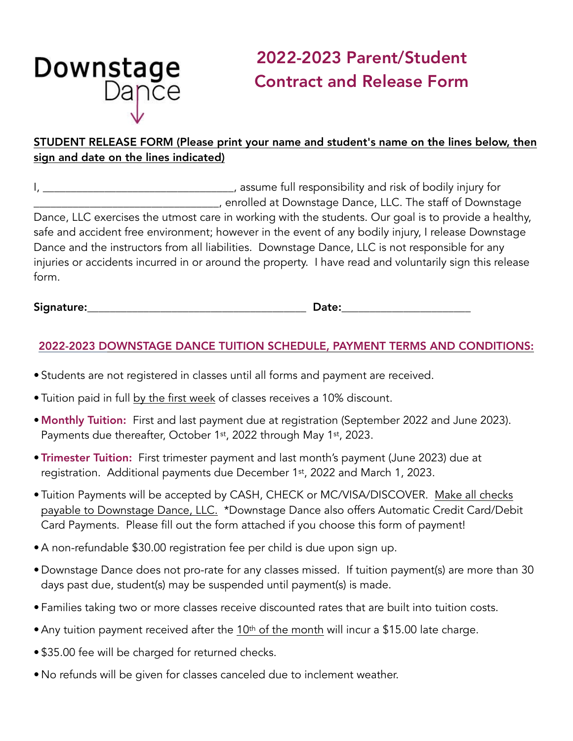Downstage Dance

# 2022-2023 Parent/Student Contract and Release Form

**STUDENT RELEASE FORM (Please print your name and student's name on the lines below, then sign and date on the lines indicated)**

I, ________________________________, assume full responsibility and risk of bodily injury for ________________________________, enrolled at Downstage Dance, LLC. The staff of Downstage Dance, LLC exercises the utmost care in working with the students. Our goal is to provide a healthy, safe and accident free environment; however in the event of any bodily injury, I release Downstage Dance and the instructors from all liabilities. Downstage Dance, LLC is not responsible for any injuries or accidents incurred in or around the property. I have read and voluntarily sign this release form.

**Signature:**_____________________________________ **Date:**_____________________

## 2022-2023 DOWNSTAGE DANCE TUITION SCHEDULE, PAYMENT TERMS AND CONDITIONS:

- Students are not registered in classes until all forms and payment are received.
- Tuition paid in full by the first week of classes receives a 10% discount.
- **Monthly Tuition:** First and last payment due at registration (September 2022 and June 2023). Payments due thereafter, October 1st, 2022 through May 1st, 2023.
- **Trimester Tuition:** First trimester payment and last month's payment (June 2023) due at registration. Additional payments due December 1st, 2022 and March 1, 2023.
- Tuition Payments will be accepted by CASH, CHECK or MC/VISA/DISCOVER. Make all checks payable to Downstage Dance, LLC. *Downstage Dance also offers Automatic Credit Card/Debit Card Payments. Please fill out the form attached if you choose this form of payment!
- A non-refundable $30.00 registration fee per child is due upon sign up.
- Downstage Dance does not pro-rate for any classes missed. If tuition payment(s) are more than 30 days past due, student(s) may be suspended until payment(s) is made.
- Families taking two or more classes receive discounted rates that are built into tuition costs.
- Any tuition payment received after the 10th of the month will incur a $15.00 late charge.
- $35.00 fee will be charged for returned checks.
- No refunds will be given for classes canceled due to inclement weather.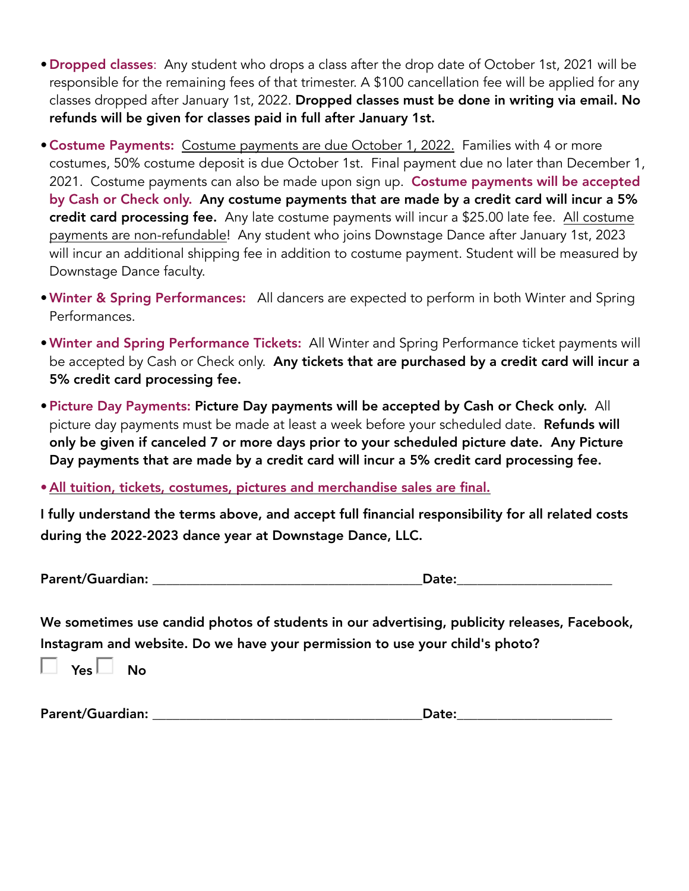- **Dropped classes**: Any student who drops a class after the drop date of October 1st, 2021 will be responsible for the remaining fees of that trimester. A $100 cancellation fee will be applied for any classes dropped after January 1st, 2022. **Dropped classes must be done in writing via email. No refunds will be given for classes paid in full after January 1st.**
- **Costume Payments:** Costume payments are due October 1, 2022. Families with 4 or more costumes, 50% costume deposit is due October 1st. Final payment due no later than December 1, 2021. Costume payments can also be made upon sign up. **Costume payments will be accepted by Cash or Check only. Any costume payments that are made by a credit card will incur a 5% credit card processing fee.** Any late costume payments will incur a $25.00 late fee. All costume payments are non-refundable! Any student who joins Downstage Dance after January 1st, 2023 will incur an additional shipping fee in addition to costume payment. Student will be measured by Downstage Dance faculty.
- **Winter & Spring Performances:** All dancers are expected to perform in both Winter and Spring Performances.
- **Winter and Spring Performance Tickets:** All Winter and Spring Performance ticket payments will be accepted by Cash or Check only. **Any tickets that are purchased by a credit card will incur a 5% credit card processing fee.**
- **Picture Day Payments: Picture Day payments will be accepted by Cash or Check only.** All picture day payments must be made at least a week before your scheduled date. **Refunds will only be given if canceled 7 or more days prior to your scheduled picture date. Any Picture Day payments that are made by a credit card will incur a 5% credit card processing fee.**
- **All tuition, tickets, costumes, pictures and merchandise sales are final.**

**I fully understand the terms above, and accept full financial responsibility for all related costs during the 2022-2023 dance year at Downstage Dance, LLC.**

**Parent/Guardian:** ________________________________________ **Date:**______________________

**We sometimes use candid photos of students in our advertising, publicity releases, Facebook, Instagram and website. Do we have your permission to use your child's photo?**

☐ **Yes** ☐ **No**

**Parent/Guardian:** ________________________________________ **Date:**______________________